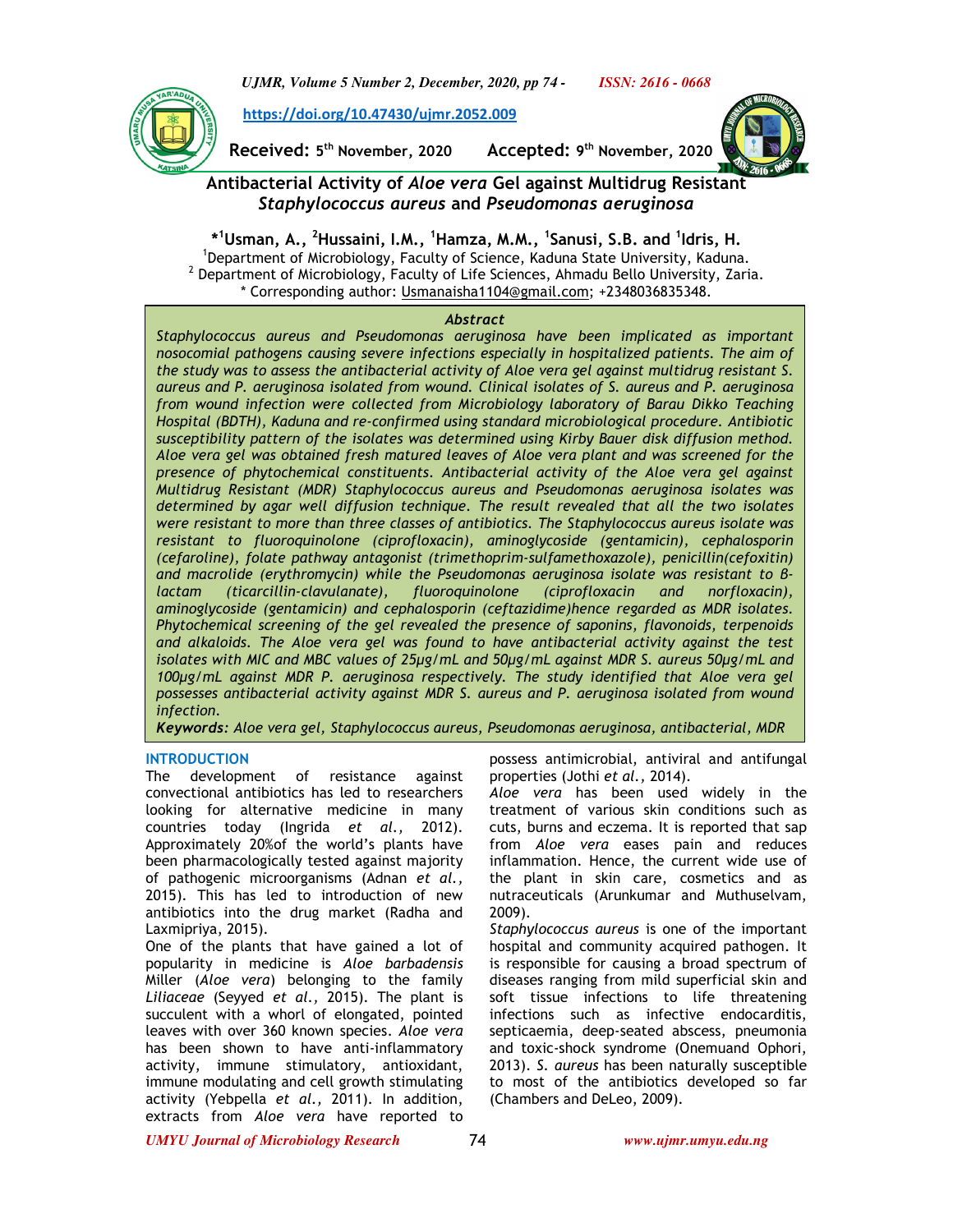https://doi.org/10.47430/ujmr.2052.009

**Received:** 5th November, 2020 **Accepted:** 9th November, 2020

# Antibacterial Activity of *Aloe vera* Gel against Multidrug Resistant *Staphylococcus aureus* and *Pseudomonas aeruginosa*

**\*[1]Usman, A., [2]Hussaini, I.M., [1]Hamza, M.M., [1]Sanusi, S.B. and [1]Idris, H.**

[1]Department of Microbiology, Faculty of Science, Kaduna State University, Kaduna.
[2] Department of Microbiology, Faculty of Life Sciences, Ahmadu Bello University, Zaria.
\* Corresponding author: Usmanaisha1104@gmail.com; +2348036835348.

### *Abstract*

*Staphylococcus aureus and Pseudomonas aeruginosa have been implicated as important nosocomial pathogens causing severe infections especially in hospitalized patients. The aim of the study was to assess the antibacterial activity of Aloe vera gel against multidrug resistant S. aureus and P. aeruginosa isolated from wound. Clinical isolates of S. aureus and P. aeruginosa from wound infection were collected from Microbiology laboratory of Barau Dikko Teaching Hospital (BDTH), Kaduna and re-confirmed using standard microbiological procedure. Antibiotic susceptibility pattern of the isolates was determined using Kirby Bauer disk diffusion method. Aloe vera gel was obtained fresh matured leaves of Aloe vera plant and was screened for the presence of phytochemical constituents. Antibacterial activity of the Aloe vera gel against Multidrug Resistant (MDR) Staphylococcus aureus and Pseudomonas aeruginosa isolates was determined by agar well diffusion technique. The result revealed that all the two isolates were resistant to more than three classes of antibiotics. The Staphylococcus aureus isolate was resistant to fluoroquinolone (ciprofloxacin), aminoglycoside (gentamicin), cephalosporin (cefaroline), folate pathway antagonist (trimethoprim-sulfamethoxazole), penicillin(cefoxitin) and macrolide (erythromycin) while the Pseudomonas aeruginosa isolate was resistant to β-lactam (ticarcillin-clavulanate), fluoroquinolone (ciprofloxacin and norfloxacin), aminoglycoside (gentamicin) and cephalosporin (ceftazidime)hence regarded as MDR isolates. Phytochemical screening of the gel revealed the presence of saponins, flavonoids, terpenoids and alkaloids. The Aloe vera gel was found to have antibacterial activity against the test isolates with MIC and MBC values of 25µg/mL and 50µg/mL against MDR S. aureus 50µg/mL and 100µg/mL against MDR P. aeruginosa respectively. The study identified that Aloe vera gel possesses antibacterial activity against MDR S. aureus and P. aeruginosa isolated from wound infection.*

***Keywords**: Aloe vera gel, Staphylococcus aureus, Pseudomonas aeruginosa, antibacterial, MDR*

## INTRODUCTION

The development of resistance against convectional antibiotics has led to researchers looking for alternative medicine in many countries today (Ingrida *et al.,* 2012). Approximately 20%of the world's plants have been pharmacologically tested against majority of pathogenic microorganisms (Adnan *et al.,* 2015). This has led to introduction of new antibiotics into the drug market (Radha and Laxmipriya, 2015).

One of the plants that have gained a lot of popularity in medicine is *Aloe barbadensis* Miller (*Aloe vera*) belonging to the family *Liliaceae* (Seyyed *et al.,* 2015). The plant is succulent with a whorl of elongated, pointed leaves with over 360 known species. *Aloe vera* has been shown to have anti-inflammatory activity, immune stimulatory, antioxidant, immune modulating and cell growth stimulating activity (Yebpella *et al.,* 2011). In addition, extracts from *Aloe vera* have reported to possess antimicrobial, antiviral and antifungal properties (Jothi *et al.,* 2014).

*Aloe vera* has been used widely in the treatment of various skin conditions such as cuts, burns and eczema. It is reported that sap from *Aloe vera* eases pain and reduces inflammation. Hence, the current wide use of the plant in skin care, cosmetics and as nutraceuticals (Arunkumar and Muthuselvam, 2009).

*Staphylococcus aureus* is one of the important hospital and community acquired pathogen. It is responsible for causing a broad spectrum of diseases ranging from mild superficial skin and soft tissue infections to life threatening infections such as infective endocarditis, septicaemia, deep-seated abscess, pneumonia and toxic-shock syndrome (Onemuand Ophori, 2013). *S. aureus* has been naturally susceptible to most of the antibiotics developed so far (Chambers and DeLeo, 2009).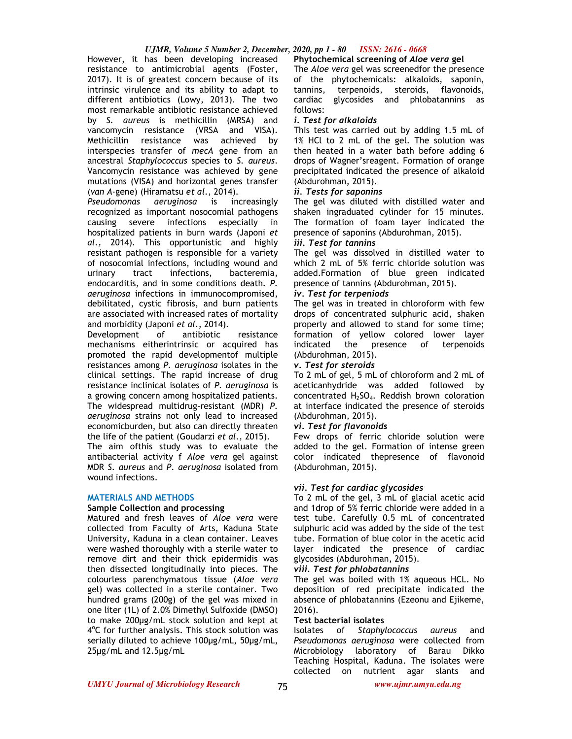However, it has been developing increased resistance to antimicrobial agents (Foster, 2017). It is of greatest concern because of its intrinsic virulence and its ability to adapt to different antibiotics (Lowy, 2013). The two most remarkable antibiotic resistance achieved by *S. aureus* is methicillin (MRSA) and vancomycin resistance (VRSA and VISA). Methicillin resistance was achieved by interspecies transfer of *mecA* gene from an ancestral *Staphylococcus* species to *S. aureus*. Vancomycin resistance was achieved by gene mutations (VISA) and horizontal genes transfer (*van A*-gene) (Hiramatsu *et al.*, 2014).

*Pseudomonas aeruginosa* is increasingly recognized as important nosocomial pathogens causing severe infections especially in hospitalized patients in burn wards (Japoni *et al.*, 2014). This opportunistic and highly resistant pathogen is responsible for a variety of nosocomial infections, including wound and urinary tract infections, bacteremia, endocarditis, and in some conditions death. *P. aeruginosa* infections in immunocompromised, debilitated, cystic fibrosis, and burn patients are associated with increased rates of mortality and morbidity (Japoni *et al.*, 2014).

Development of antibiotic resistance mechanisms eitherintrinsic or acquired has promoted the rapid developmentof multiple resistances among *P. aeruginosa* isolates in the clinical settings. The rapid increase of drug resistance inclinical isolates of *P. aeruginosa* is a growing concern among hospitalized patients. The widespread multidrug-resistant (MDR) *P. aeruginosa* strains not only lead to increased economicburden, but also can directly threaten the life of the patient (Goudarzi *et al.*, 2015).

The aim ofthis study was to evaluate the antibacterial activity f *Aloe vera* gel against MDR *S. aureus* and *P. aeruginosa* isolated from wound infections.

## MATERIALS AND METHODS

### Sample Collection and processing

Matured and fresh leaves of *Aloe vera* were collected from Faculty of Arts, Kaduna State University, Kaduna in a clean container. Leaves were washed thoroughly with a sterile water to remove dirt and their thick epidermidis was then dissected longitudinally into pieces. The colourless parenchymatous tissue (*Aloe vera* gel) was collected in a sterile container. Two hundred grams (200g) of the gel was mixed in one liter (1L) of 2.0% Dimethyl Sulfoxide (DMSO) to make 200µg/mL stock solution and kept at 4$^{o}$C for further analysis. This stock solution was serially diluted to achieve 100µg/mL, 50µg/mL, 25µg/mL and 12.5µg/mL

### Phytochemical screening of *Aloe vera* gel

The *Aloe vera* gel was screenedfor the presence of the phytochemicals: alkaloids, saponin, tannins, terpenoids, steroids, flavonoids, cardiac glycosides and phlobatannins as follows:

#### *i. Test for alkaloids*

This test was carried out by adding 1.5 mL of 1% HCl to 2 mL of the gel. The solution was then heated in a water bath before adding 6 drops of Wagner'sreagent. Formation of orange precipitated indicated the presence of alkaloid (Abdurohman, 2015).

#### *ii. Tests for saponins*

The gel was diluted with distilled water and shaken ingraduated cylinder for 15 minutes. The formation of foam layer indicated the presence of saponins (Abdurohman, 2015).

#### *iii. Test for tannins*

The gel was dissolved in distilled water to which 2 mL of 5% ferric chloride solution was added.Formation of blue green indicated presence of tannins (Abdurohman, 2015).

#### *iv. Test for terpeniods*

The gel was in treated in chloroform with few drops of concentrated sulphuric acid, shaken properly and allowed to stand for some time; formation of yellow colored lower layer indicated the presence of terpenoids (Abdurohman, 2015).

#### *v. Test for steroids*

To 2 mL of gel, 5 mL of chloroform and 2 mL of aceticanhydride was added followed by concentrated $H_2SO_4$. Reddish brown coloration at interface indicated the presence of steroids (Abdurohman, 2015).

#### *vi. Test for flavonoids*

Few drops of ferric chloride solution were added to the gel. Formation of intense green color indicated thepresence of flavonoid (Abdurohman, 2015).

#### *vii. Test for cardiac glycosides*

To 2 mL of the gel, 3 mL of glacial acetic acid and 1drop of 5% ferric chloride were added in a test tube. Carefully 0.5 mL of concentrated sulphuric acid was added by the side of the test tube. Formation of blue color in the acetic acid layer indicated the presence of cardiac glycosides (Abdurohman, 2015).

#### *viii. Test for phlobatannins*

The gel was boiled with 1% aqueous HCL. No deposition of red precipitate indicated the absence of phlobatannins (Ezeonu and Ejikeme, 2016).

### Test bacterial isolates

Isolates of *Staphylococcus aureus* and *Pseudomonas aeruginosa* were collected from Microbiology laboratory of Barau Dikko Teaching Hospital, Kaduna. The isolates were collected on nutrient agar slants and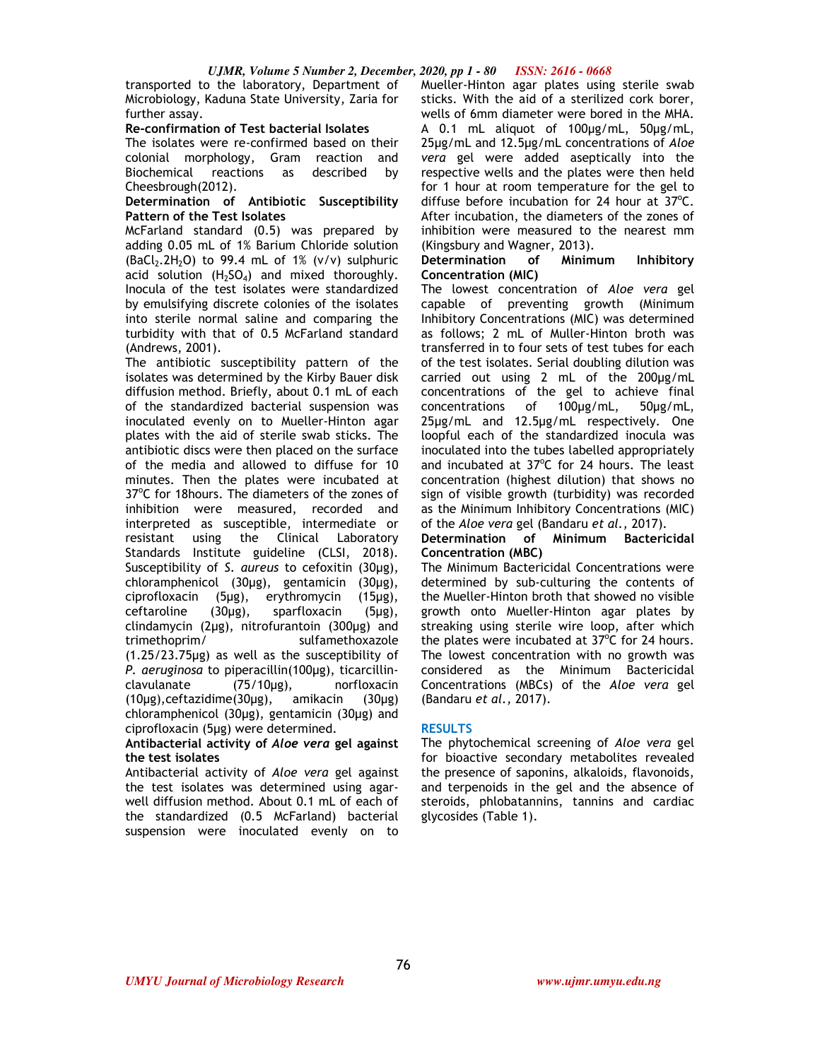transported to the laboratory, Department of Microbiology, Kaduna State University, Zaria for further assay.

**Re-confirmation of Test bacterial Isolates**

The isolates were re-confirmed based on their colonial morphology, Gram reaction and Biochemical reactions as described by Cheesbrough(2012).

**Determination of Antibiotic Susceptibility Pattern of the Test Isolates**

McFarland standard (0.5) was prepared by adding 0.05 mL of 1% Barium Chloride solution ($BaCl_2.2H_2O$) to 99.4 mL of 1% (v/v) sulphuric acid solution ($H_2SO_4$) and mixed thoroughly. Inocula of the test isolates were standardized by emulsifying discrete colonies of the isolates into sterile normal saline and comparing the turbidity with that of 0.5 McFarland standard (Andrews, 2001).

The antibiotic susceptibility pattern of the isolates was determined by the Kirby Bauer disk diffusion method. Briefly, about 0.1 mL of each of the standardized bacterial suspension was inoculated evenly on to Mueller-Hinton agar plates with the aid of sterile swab sticks. The antibiotic discs were then placed on the surface of the media and allowed to diffuse for 10 minutes. Then the plates were incubated at 37°C for 18hours. The diameters of the zones of inhibition were measured, recorded and interpreted as susceptible, intermediate or resistant using the Clinical Laboratory Standards Institute guideline (CLSI, 2018). Susceptibility of *S. aureus* to cefoxitin (30µg), chloramphenicol (30µg), gentamicin (30µg), ciprofloxacin (5µg), erythromycin (15µg), ceftaroline (30µg), sparfloxacin (5µg), clindamycin (2µg), nitrofurantoin (300µg) and trimethoprim/ sulfamethoxazole (1.25/23.75µg) as well as the susceptibility of *P. aeruginosa* to piperacillin(100µg), ticarcillin-clavulanate (75/10µg), norfloxacin (10µg),ceftazidime(30µg), amikacin (30µg) chloramphenicol (30µg), gentamicin (30µg) and ciprofloxacin (5µg) were determined.

**Antibacterial activity of *Aloe vera* gel against the test isolates**

Antibacterial activity of *Aloe vera* gel against the test isolates was determined using agar-well diffusion method. About 0.1 mL of each of the standardized (0.5 McFarland) bacterial suspension were inoculated evenly on to Mueller-Hinton agar plates using sterile swab sticks. With the aid of a sterilized cork borer, wells of 6mm diameter were bored in the MHA. A 0.1 mL aliquot of 100µg/mL, 50µg/mL, 25µg/mL and 12.5µg/mL concentrations of *Aloe vera* gel were added aseptically into the respective wells and the plates were then held for 1 hour at room temperature for the gel to diffuse before incubation for 24 hour at 37°C. After incubation, the diameters of the zones of inhibition were measured to the nearest mm (Kingsbury and Wagner, 2013).

**Determination of Minimum Inhibitory Concentration (MIC)**

The lowest concentration of *Aloe vera* gel capable of preventing growth (Minimum Inhibitory Concentrations (MIC) was determined as follows; 2 mL of Muller-Hinton broth was transferred in to four sets of test tubes for each of the test isolates. Serial doubling dilution was carried out using 2 mL of the 200µg/mL concentrations of the gel to achieve final concentrations of 100µg/mL, 50µg/mL, 25µg/mL and 12.5µg/mL respectively. One loopful each of the standardized inocula was inoculated into the tubes labelled appropriately and incubated at 37°C for 24 hours. The least concentration (highest dilution) that shows no sign of visible growth (turbidity) was recorded as the Minimum Inhibitory Concentrations (MIC) of the *Aloe vera* gel (Bandaru *et al.,* 2017).

**Determination of Minimum Bactericidal Concentration (MBC)**

The Minimum Bactericidal Concentrations were determined by sub-culturing the contents of the Mueller-Hinton broth that showed no visible growth onto Mueller-Hinton agar plates by streaking using sterile wire loop, after which the plates were incubated at 37°C for 24 hours. The lowest concentration with no growth was considered as the Minimum Bactericidal Concentrations (MBCs) of the *Aloe vera* gel (Bandaru *et al.,* 2017).

## RESULTS

The phytochemical screening of *Aloe vera* gel for bioactive secondary metabolites revealed the presence of saponins, alkaloids, flavonoids, and terpenoids in the gel and the absence of steroids, phlobatannins, tannins and cardiac glycosides (Table 1).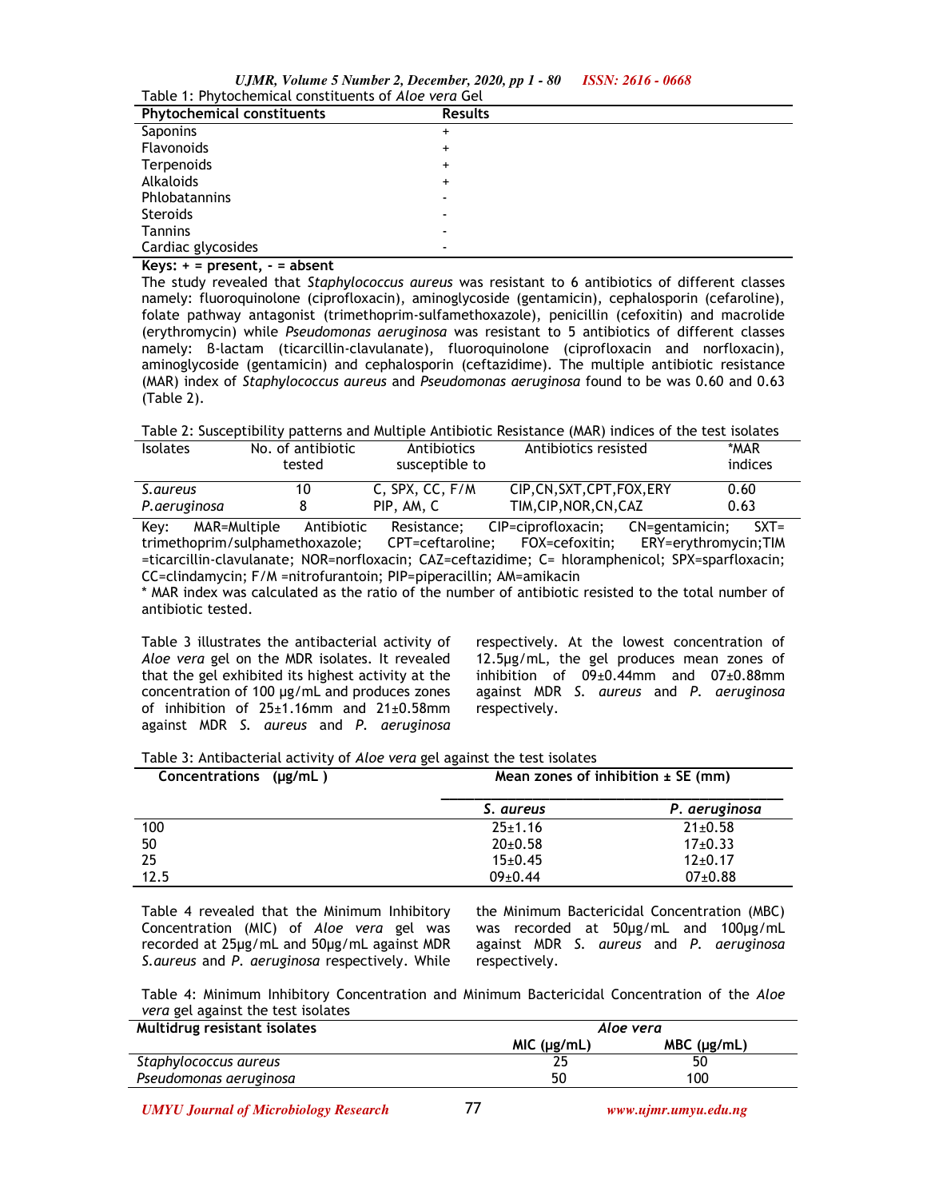Table 1: Phytochemical constituents of *Aloe vera* Gel

| Phytochemical constituents | Results |
|---|---|
| Saponins | + |
| Flavonoids | + |
| Terpenoids | + |
| Alkaloids | + |
| Phlobatannins | - |
| Steroids | - |
| Tannins | - |
| Cardiac glycosides | - |

**Keys: + = present, - = absent**

The study revealed that *Staphylococcus aureus* was resistant to 6 antibiotics of different classes namely: fluoroquinolone (ciprofloxacin), aminoglycoside (gentamicin), cephalosporin (cefaroline), folate pathway antagonist (trimethoprim-sulfamethoxazole), penicillin (cefoxitin) and macrolide (erythromycin) while *Pseudomonas aeruginosa* was resistant to 5 antibiotics of different classes namely: ß-lactam (ticarcillin-clavulanate), fluoroquinolone (ciprofloxacin and norfloxacin), aminoglycoside (gentamicin) and cephalosporin (ceftazidime). The multiple antibiotic resistance (MAR) index of *Staphylococcus aureus* and *Pseudomonas aeruginosa* found to be was 0.60 and 0.63 (Table 2).

Table 2: Susceptibility patterns and Multiple Antibiotic Resistance (MAR) indices of the test isolates

| Isolates | No. of antibiotic tested | Antibiotics susceptible to | Antibiotics resisted | *MAR indices |
|---|---|---|---|---|
| *S.aureus* | 10 | C, SPX, CC, F/M | CIP,CN,SXT,CPT,FOX,ERY | 0.60 |
| *P.aeruginosa* | 8 | PIP, AM, C | TIM,CIP,NOR,CN,CAZ | 0.63 |

Key: MAR=Multiple Antibiotic Resistance; CIP=ciprofloxacin; CN=gentamicin; SXT= trimethoprim/sulphamethoxazole; CPT=ceftaroline; FOX=cefoxitin; ERY=erythromycin;TIM =ticarcillin-clavulanate; NOR=norfloxacin; CAZ=ceftazidime; C= hloramphenicol; SPX=sparfloxacin; CC=clindamycin; F/M =nitrofurantoin; PIP=piperacillin; AM=amikacin

\* MAR index was calculated as the ratio of the number of antibiotic resisted to the total number of antibiotic tested.

Table 3 illustrates the antibacterial activity of *Aloe vera* gel on the MDR isolates. It revealed that the gel exhibited its highest activity at the concentration of 100 µg/mL and produces zones of inhibition of 25±1.16mm and 21±0.58mm against MDR *S. aureus* and *P. aeruginosa* respectively. At the lowest concentration of 12.5µg/mL, the gel produces mean zones of inhibition of 09±0.44mm and 07±0.88mm against MDR *S. aureus* and *P. aeruginosa* respectively.

Table 3: Antibacterial activity of *Aloe vera* gel against the test isolates

| Concentrations (µg/mL ) | Mean zones of inhibition ± SE (mm) | |
|---|---|---|
| | *S. aureus* | *P. aeruginosa* |
| 100 | 25±1.16 | 21±0.58 |
| 50 | 20±0.58 | 17±0.33 |
| 25 | 15±0.45 | 12±0.17 |
| 12.5 | 09±0.44 | 07±0.88 |

Table 4 revealed that the Minimum Inhibitory Concentration (MIC) of *Aloe vera* gel was recorded at 25µg/mL and 50µg/mL against MDR *S.aureus* and *P. aeruginosa* respectively. While the Minimum Bactericidal Concentration (MBC) was recorded at 50µg/mL and 100µg/mL against MDR *S. aureus* and *P. aeruginosa* respectively.

Table 4: Minimum Inhibitory Concentration and Minimum Bactericidal Concentration of the *Aloe vera* gel against the test isolates

| Multidrug resistant isolates | *Aloe vera* | |
|---|---|---|
| | MIC (µg/mL) | MBC (µg/mL) |
| *Staphylococcus aureus* | 25 | 50 |
| *Pseudomonas aeruginosa* | 50 | 100 |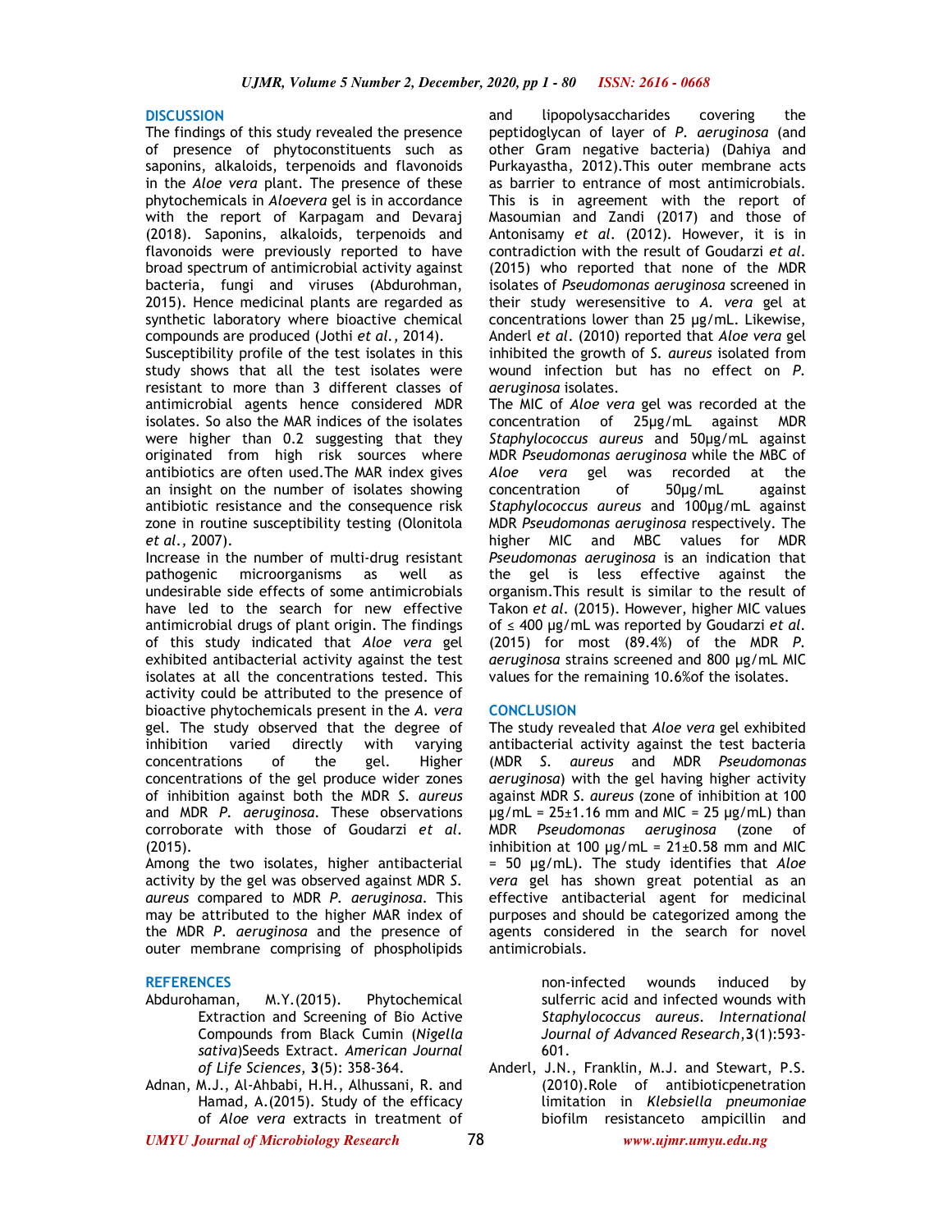## DISCUSSION

The findings of this study revealed the presence of presence of phytoconstituents such as saponins, alkaloids, terpenoids and flavonoids in the *Aloe vera* plant. The presence of these phytochemicals in *Aloevera* gel is in accordance with the report of Karpagam and Devaraj (2018). Saponins, alkaloids, terpenoids and flavonoids were previously reported to have broad spectrum of antimicrobial activity against bacteria, fungi and viruses (Abdurohman, 2015). Hence medicinal plants are regarded as synthetic laboratory where bioactive chemical compounds are produced (Jothi *et al.*, 2014).

Susceptibility profile of the test isolates in this study shows that all the test isolates were resistant to more than 3 different classes of antimicrobial agents hence considered MDR isolates. So also the MAR indices of the isolates were higher than 0.2 suggesting that they originated from high risk sources where antibiotics are often used.The MAR index gives an insight on the number of isolates showing antibiotic resistance and the consequence risk zone in routine susceptibility testing (Olonitola *et al.*, 2007).

Increase in the number of multi-drug resistant pathogenic microorganisms as well as undesirable side effects of some antimicrobials have led to the search for new effective antimicrobial drugs of plant origin. The findings of this study indicated that *Aloe vera* gel exhibited antibacterial activity against the test isolates at all the concentrations tested. This activity could be attributed to the presence of bioactive phytochemicals present in the *A. vera* gel. The study observed that the degree of inhibition varied directly with varying concentrations of the gel. Higher concentrations of the gel produce wider zones of inhibition against both the MDR *S. aureus* and MDR *P. aeruginosa*. These observations corroborate with those of Goudarzi *et al.* (2015).

Among the two isolates, higher antibacterial activity by the gel was observed against MDR *S. aureus* compared to MDR *P. aeruginosa*. This may be attributed to the higher MAR index of the MDR *P. aeruginosa* and the presence of outer membrane comprising of phospholipids and lipopolysaccharides covering the peptidoglycan of layer of *P. aeruginosa* (and other Gram negative bacteria) (Dahiya and Purkayastha, 2012).This outer membrane acts as barrier to entrance of most antimicrobials. This is in agreement with the report of Masoumian and Zandi (2017) and those of Antonisamy *et al*. (2012). However, it is in contradiction with the result of Goudarzi *et al.* (2015) who reported that none of the MDR isolates of *Pseudomonas aeruginosa* screened in their study weresensitive to *A. vera* gel at concentrations lower than 25 µg/mL. Likewise, Anderl *et al*. (2010) reported that *Aloe vera* gel inhibited the growth of *S. aureus* isolated from wound infection but has no effect on *P. aeruginosa* isolates.

The MIC of *Aloe vera* gel was recorded at the concentration of 25µg/mL against MDR *Staphylococcus aureus* and 50µg/mL against MDR *Pseudomonas aeruginosa* while the MBC of *Aloe vera* gel was recorded at the concentration of 50µg/mL against *Staphylococcus aureus* and 100µg/mL against MDR *Pseudomonas aeruginosa* respectively. The higher MIC and MBC values for MDR *Pseudomonas aeruginosa* is an indication that the gel is less effective against the organism.This result is similar to the result of Takon *et al*. (2015). However, higher MIC values of ≤ 400 µg/mL was reported by Goudarzi *et al.* (2015) for most (89.4%) of the MDR *P. aeruginosa* strains screened and 800 µg/mL MIC values for the remaining 10.6%of the isolates.

## CONCLUSION

The study revealed that *Aloe vera* gel exhibited antibacterial activity against the test bacteria (MDR *S. aureus* and MDR *Pseudomonas aeruginosa*) with the gel having higher activity against MDR *S. aureus* (zone of inhibition at 100 µg/mL = 25±1.16 mm and MIC = 25 µg/mL) than MDR *Pseudomonas aeruginosa* (zone of inhibition at 100 µg/mL = 21±0.58 mm and MIC = 50 µg/mL). The study identifies that *Aloe vera* gel has shown great potential as an effective antibacterial agent for medicinal purposes and should be categorized among the agents considered in the search for novel antimicrobials.

## REFERENCES

Abdurohaman, M.Y.(2015). Phytochemical Extraction and Screening of Bio Active Compounds from Black Cumin (*Nigella sativa*)Seeds Extract. *American Journal of Life Sciences*, **3**(5): 358-364.

Adnan, M.J., Al-Ahbabi, H.H., Alhussani, R. and Hamad, A.(2015). Study of the efficacy of *Aloe vera* extracts in treatment of non-infected wounds induced by sulferric acid and infected wounds with *Staphylococcus aureus*. *International Journal of Advanced Research*,**3**(1):593-601.

Anderl, J.N., Franklin, M.J. and Stewart, P.S. (2010).Role of antibioticpenetration limitation in *Klebsiella pneumoniae* biofilm resistanceto ampicillin and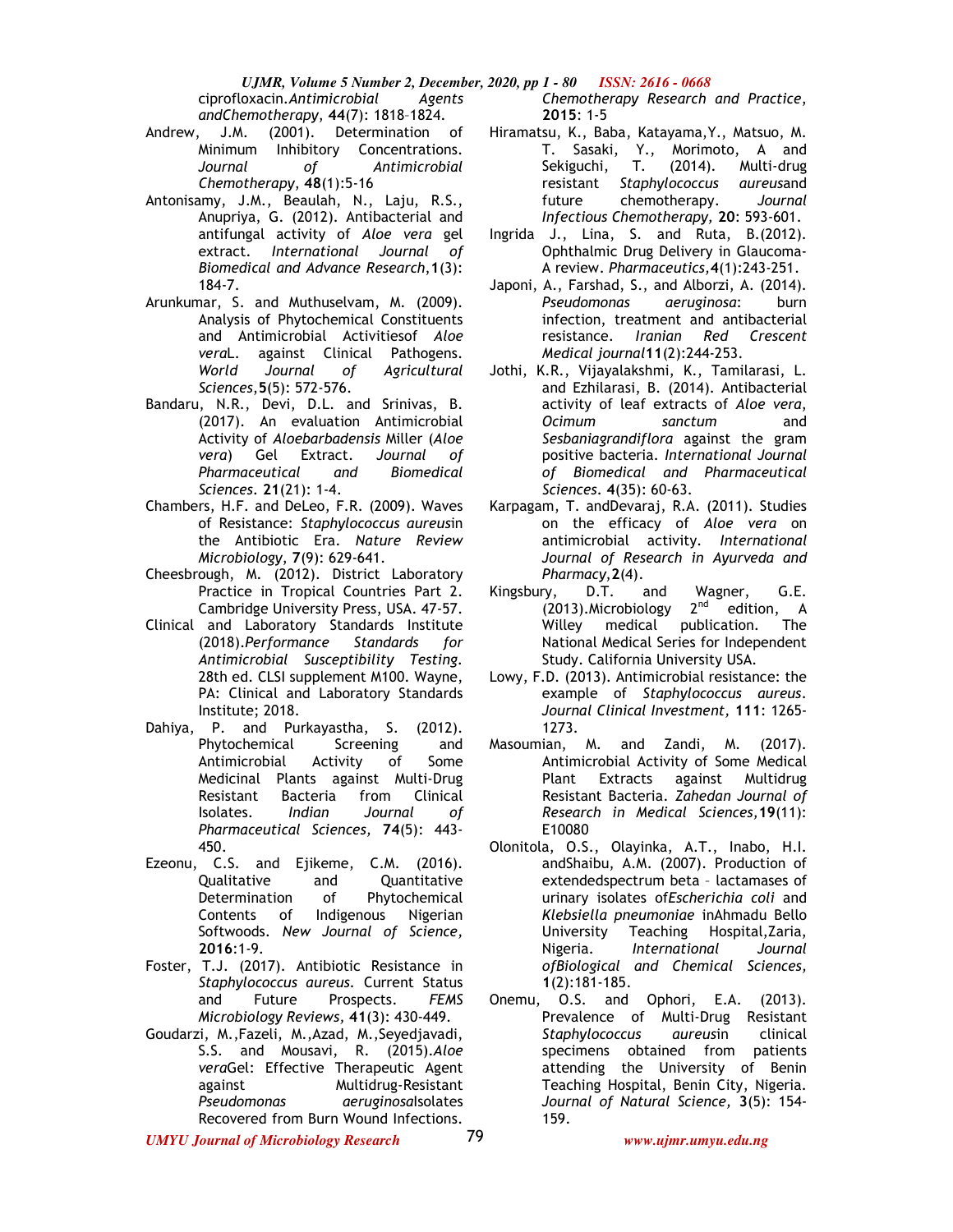ciprofloxacin. *Antimicrobial Agents andChemotherapy*, **44**(7): 1818–1824.

Andrew, J.M. (2001). Determination of Minimum Inhibitory Concentrations. *Journal of Antimicrobial Chemotherapy*, **48**(1):5-16

Antonisamy, J.M., Beaulah, N., Laju, R.S., Anupriya, G. (2012). Antibacterial and antifungal activity of *Aloe vera* gel extract. *International Journal of Biomedical and Advance Research*, **1**(3): 184-7.

Arunkumar, S. and Muthuselvam, M. (2009). Analysis of Phytochemical Constituents and Antimicrobial Activitiesof *Aloe vera*L. against Clinical Pathogens. *World Journal of Agricultural Sciences*, **5**(5): 572-576.

Bandaru, N.R., Devi, D.L. and Srinivas, B. (2017). An evaluation Antimicrobial Activity of *Aloebarbadensis* Miller (*Aloe vera*) Gel Extract. *Journal of Pharmaceutical and Biomedical Sciences*. **21**(21): 1-4.

Chambers, H.F. and DeLeo, F.R. (2009). Waves of Resistance: *Staphylococcus aureus*in the Antibiotic Era. *Nature Review Microbiology*, **7**(9): 629-641.

Cheesbrough, M. (2012). District Laboratory Practice in Tropical Countries Part 2. Cambridge University Press, USA. 47-57.

Clinical and Laboratory Standards Institute (2018). *Performance Standards for Antimicrobial Susceptibility Testing*. 28th ed. CLSI supplement M100. Wayne, PA: Clinical and Laboratory Standards Institute; 2018.

Dahiya, P. and Purkayastha, S. (2012). Phytochemical Screening and Antimicrobial Activity of Some Medicinal Plants against Multi-Drug Resistant Bacteria from Clinical Isolates. *Indian Journal of Pharmaceutical Sciences*, **74**(5): 443-450.

Ezeonu, C.S. and Ejikeme, C.M. (2016). Qualitative and Quantitative Determination of Phytochemical Contents of Indigenous Nigerian Softwoods. *New Journal of Science*, **2016**:1-9.

Foster, T.J. (2017). Antibiotic Resistance in *Staphylococcus aureus*. Current Status and Future Prospects. *FEMS Microbiology Reviews*, **41**(3): 430-449.

Goudarzi, M., Fazeli, M., Azad, M., Seyedjavadi, S.S. and Mousavi, R. (2015). *Aloe vera*Gel: Effective Therapeutic Agent against Multidrug-Resistant *Pseudomonas aeruginosa*Isolates Recovered from Burn Wound Infections. *Chemotherapy Research and Practice*, **2015**: 1-5

Hiramatsu, K., Baba, Katayama, Y., Matsuo, M. T. Sasaki, Y., Morimoto, A and Sekiguchi, T. (2014). Multi-drug resistant *Staphylococcus aureus*and future chemotherapy. *Journal Infectious Chemotherapy*, **20**: 593-601.

Ingrida J., Lina, S. and Ruta, B.(2012). Ophthalmic Drug Delivery in Glaucoma-A review. *Pharmaceutics*, **4**(1):243-251.

Japoni, A., Farshad, S., and Alborzi, A. (2014). *Pseudomonas aeruginosa*: burn infection, treatment and antibacterial resistance. *Iranian Red Crescent Medical journal* **11**(2):244-253.

Jothi, K.R., Vijayalakshmi, K., Tamilarasi, L. and Ezhilarasi, B. (2014). Antibacterial activity of leaf extracts of *Aloe vera*, *Ocimum sanctum* and *Sesbaniagrandiflora* against the gram positive bacteria. *International Journal of Biomedical and Pharmaceutical Sciences*. **4**(35): 60-63.

Karpagam, T. andDevaraj, R.A. (2011). Studies on the efficacy of *Aloe vera* on antimicrobial activity. *International Journal of Research in Ayurveda and Pharmacy*, **2**(4).

Kingsbury, D.T. and Wagner, G.E. (2013). Microbiology 2nd edition, A Willey medical publication. The National Medical Series for Independent Study. California University USA.

Lowy, F.D. (2013). Antimicrobial resistance: the example of *Staphylococcus aureus*. *Journal Clinical Investment*, **111**: 1265-1273.

Masoumian, M. and Zandi, M. (2017). Antimicrobial Activity of Some Medical Plant Extracts against Multidrug Resistant Bacteria. *Zahedan Journal of Research in Medical Sciences*, **19**(11): E10080

Olonitola, O.S., Olayinka, A.T., Inabo, H.I. andShaibu, A.M. (2007). Production of extendedspectrum beta – lactamases of urinary isolates of*Escherichia coli* and *Klebsiella pneumoniae* inAhmadu Bello University Teaching Hospital, Zaria, Nigeria. *International Journal ofBiological and Chemical Sciences*, **1**(2):181-185.

Onemu, O.S. and Ophori, E.A. (2013). Prevalence of Multi-Drug Resistant *Staphylococcus aureus*in clinical specimens obtained from patients attending the University of Benin Teaching Hospital, Benin City, Nigeria. *Journal of Natural Science*, **3**(5): 154-159.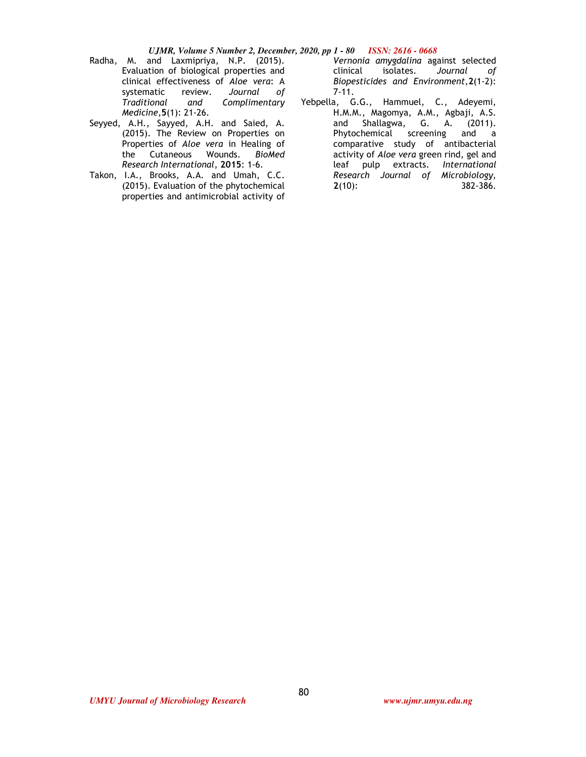Radha, M. and Laxmipriya, N.P. (2015). Evaluation of biological properties and clinical effectiveness of *Aloe vera*: A systematic review. *Journal of Traditional and Complimentary Medicine*,**5**(1): 21-26.

Seyyed, A.H., Sayyed, A.H. and Saied, A. (2015). The Review on Properties on Properties of *Aloe vera* in Healing of the Cutaneous Wounds. *BioMed Research International*, **2015**: 1-6.

Takon, I.A., Brooks, A.A. and Umah, C.C. (2015). Evaluation of the phytochemical properties and antimicrobial activity of *Vernonia amygdalina* against selected clinical isolates. *Journal of Biopesticides and Environment*,**2**(1-2): 7-11.

Yebpella, G.G., Hammuel, C., Adeyemi, H.M.M., Magomya, A.M., Agbaji, A.S. and Shallagwa, G. A. (2011). Phytochemical screening and a comparative study of antibacterial activity of *Aloe vera* green rind, gel and leaf pulp extracts. *International Research Journal of Microbiology*, **2**(10): 382-386.